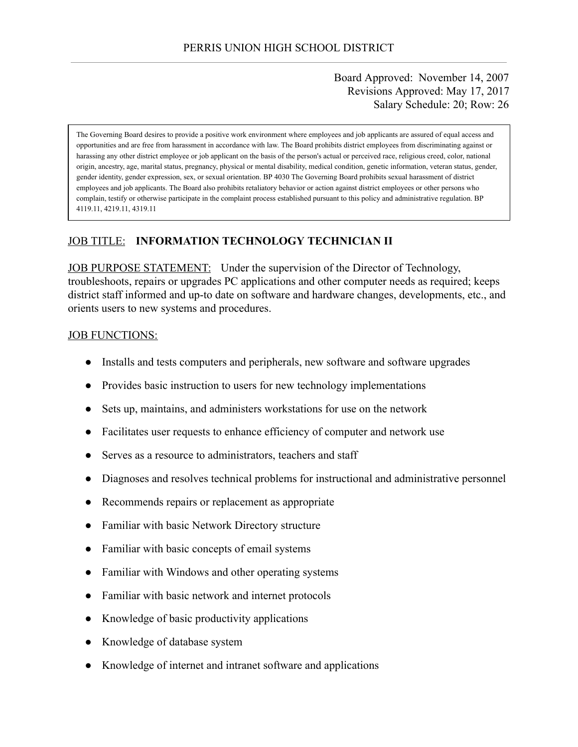# PERRIS UNION HIGH SCHOOL DISTRICT

Board Approved: November 14, 2007
Revisions Approved: May 17, 2017
Salary Schedule: 20; Row: 26

> The Governing Board desires to provide a positive work environment where employees and job applicants are assured of equal access and opportunities and are free from harassment in accordance with law. The Board prohibits district employees from discriminating against or harassing any other district employee or job applicant on the basis of the person's actual or perceived race, religious creed, color, national origin, ancestry, age, marital status, pregnancy, physical or mental disability, medical condition, genetic information, veteran status, gender, gender identity, gender expression, sex, or sexual orientation. BP 4030 The Governing Board prohibits sexual harassment of district employees and job applicants. The Board also prohibits retaliatory behavior or action against district employees or other persons who complain, testify or otherwise participate in the complaint process established pursuant to this policy and administrative regulation. BP 4119.11, 4219.11, 4319.11

JOB TITLE: **INFORMATION TECHNOLOGY TECHNICIAN II**

JOB PURPOSE STATEMENT: Under the supervision of the Director of Technology, troubleshoots, repairs or upgrades PC applications and other computer needs as required; keeps district staff informed and up-to date on software and hardware changes, developments, etc., and orients users to new systems and procedures.

JOB FUNCTIONS:

- Installs and tests computers and peripherals, new software and software upgrades
- Provides basic instruction to users for new technology implementations
- Sets up, maintains, and administers workstations for use on the network
- Facilitates user requests to enhance efficiency of computer and network use
- Serves as a resource to administrators, teachers and staff
- Diagnoses and resolves technical problems for instructional and administrative personnel
- Recommends repairs or replacement as appropriate
- Familiar with basic Network Directory structure
- Familiar with basic concepts of email systems
- Familiar with Windows and other operating systems
- Familiar with basic network and internet protocols
- Knowledge of basic productivity applications
- Knowledge of database system
- Knowledge of internet and intranet software and applications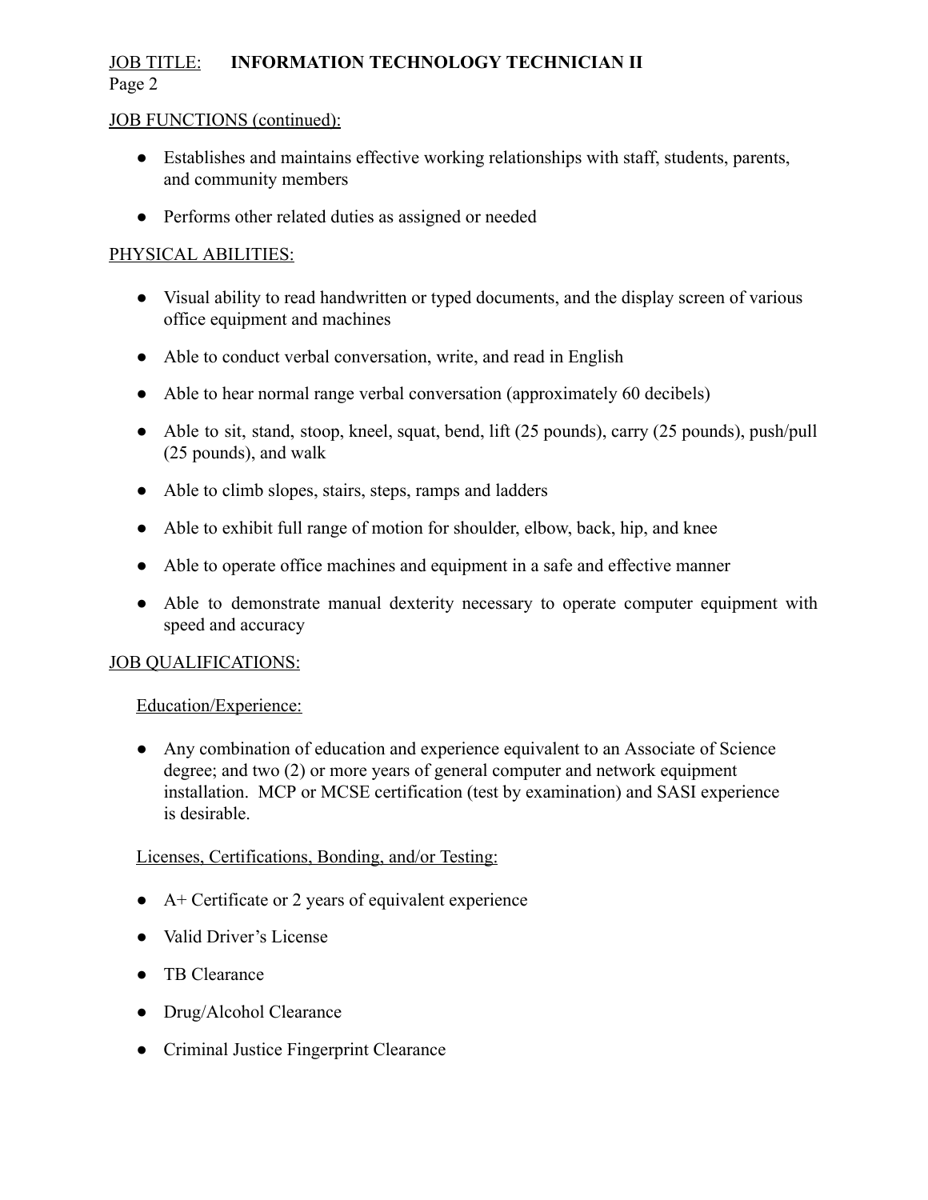JOB TITLE: **INFORMATION TECHNOLOGY TECHNICIAN II**

JOB FUNCTIONS (continued):

- Establishes and maintains effective working relationships with staff, students, parents, and community members
- Performs other related duties as assigned or needed

PHYSICAL ABILITIES:

- Visual ability to read handwritten or typed documents, and the display screen of various office equipment and machines
- Able to conduct verbal conversation, write, and read in English
- Able to hear normal range verbal conversation (approximately 60 decibels)
- Able to sit, stand, stoop, kneel, squat, bend, lift (25 pounds), carry (25 pounds), push/pull (25 pounds), and walk
- Able to climb slopes, stairs, steps, ramps and ladders
- Able to exhibit full range of motion for shoulder, elbow, back, hip, and knee
- Able to operate office machines and equipment in a safe and effective manner
- Able to demonstrate manual dexterity necessary to operate computer equipment with speed and accuracy

JOB QUALIFICATIONS:

Education/Experience:

- Any combination of education and experience equivalent to an Associate of Science degree; and two (2) or more years of general computer and network equipment installation. MCP or MCSE certification (test by examination) and SASI experience is desirable.

Licenses, Certifications, Bonding, and/or Testing:

- A+ Certificate or 2 years of equivalent experience
- Valid Driver's License
- TB Clearance
- Drug/Alcohol Clearance
- Criminal Justice Fingerprint Clearance